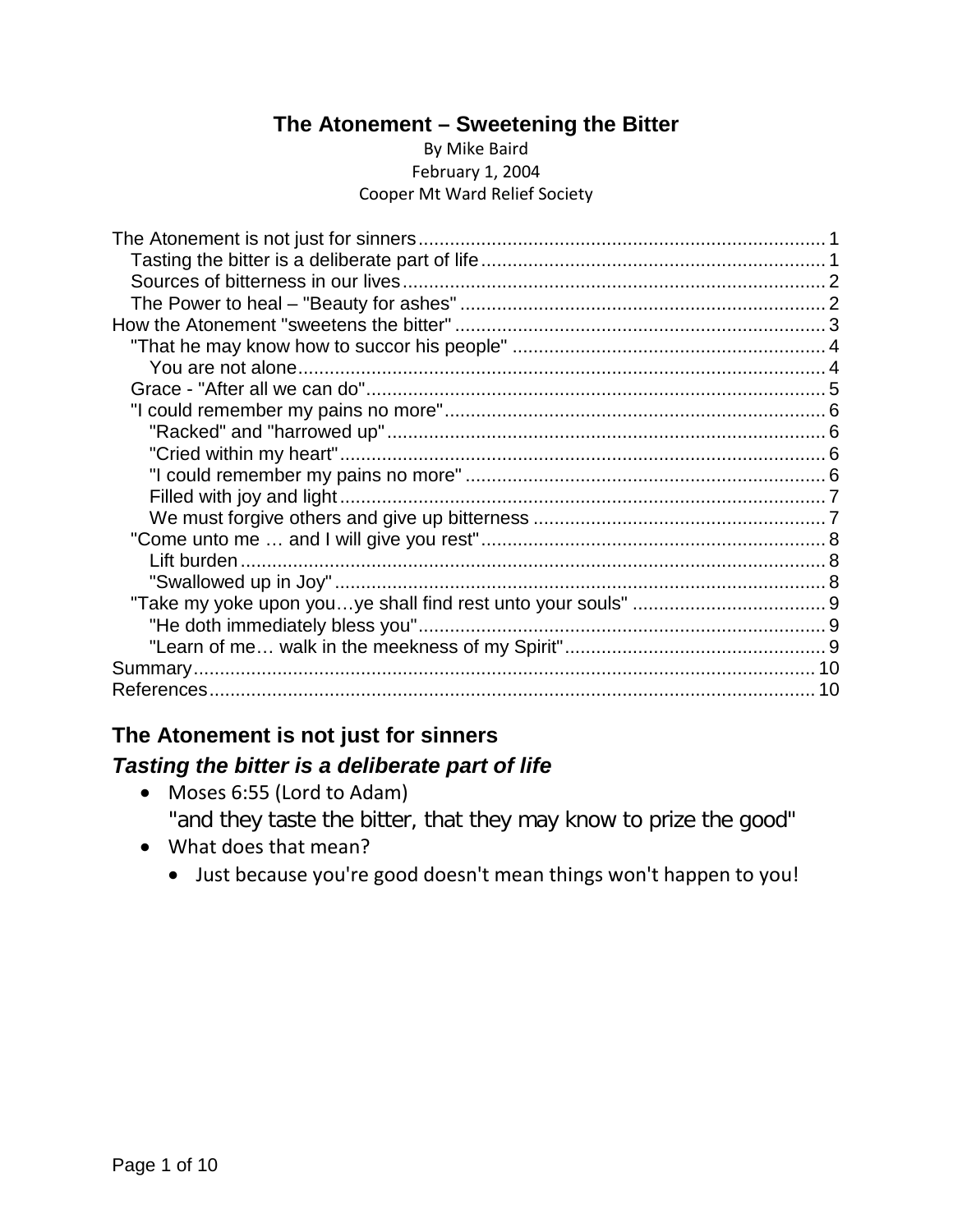# The Atonement – Sweetening the Bitter

By Mike Baird
February 1, 2004
Cooper Mt Ward Relief Society

- The Atonement is not just for sinners ..... 1
  - Tasting the bitter is a deliberate part of life ..... 1
  - Sources of bitterness in our lives ..... 2
  - The Power to heal – "Beauty for ashes" ..... 2
- How the Atonement "sweetens the bitter" ..... 3
  - "That he may know how to succor his people" ..... 4
    - You are not alone ..... 4
  - Grace - "After all we can do" ..... 5
  - "I could remember my pains no more" ..... 6
    - "Racked" and "harrowed up" ..... 6
    - "Cried within my heart" ..... 6
    - "I could remember my pains no more" ..... 6
    - Filled with joy and light ..... 7
    - We must forgive others and give up bitterness ..... 7
  - "Come unto me … and I will give you rest" ..... 8
    - Lift burden ..... 8
    - "Swallowed up in Joy" ..... 8
  - "Take my yoke upon you…ye shall find rest unto your souls" ..... 9
    - "He doth immediately bless you" ..... 9
    - "Learn of me… walk in the meekness of my Spirit" ..... 9
- Summary ..... 10
- References ..... 10

## The Atonement is not just for sinners

### *Tasting the bitter is a deliberate part of life*

- Moses 6:55 (Lord to Adam)
  "and they taste the bitter, that they may know to prize the good"
- What does that mean?
  - Just because you're good doesn't mean things won't happen to you!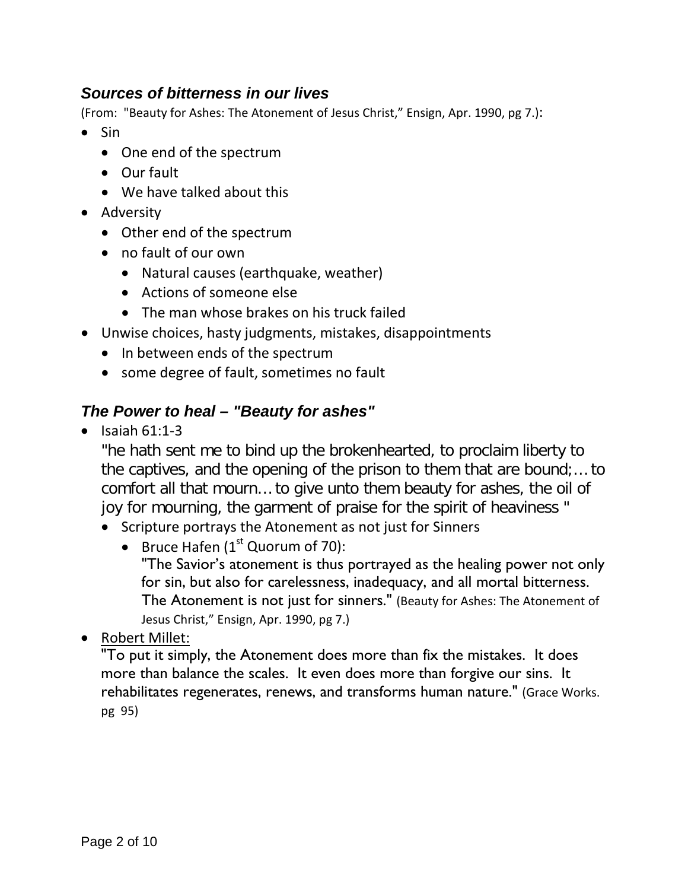### ***Sources of bitterness in our lives***

(From: "Beauty for Ashes: The Atonement of Jesus Christ," Ensign, Apr. 1990, pg 7.):

- Sin
  - One end of the spectrum
  - Our fault
  - We have talked about this
- Adversity
  - Other end of the spectrum
  - no fault of our own
    - Natural causes (earthquake, weather)
    - Actions of someone else
    - The man whose brakes on his truck failed
- Unwise choices, hasty judgments, mistakes, disappointments
  - In between ends of the spectrum
  - some degree of fault, sometimes no fault

### ***The Power to heal – "Beauty for ashes"***

- Isaiah 61:1-3

  "he hath sent me to bind up the brokenhearted, to proclaim liberty to the captives, and the opening of the prison to them that are bound;… to comfort all that mourn… to give unto them beauty for ashes, the oil of joy for mourning, the garment of praise for the spirit of heaviness "

  - Scripture portrays the Atonement as not just for Sinners
    - Bruce Hafen (1st Quorum of 70):

      "The Savior's atonement is thus portrayed as the healing power not only for sin, but also for carelessness, inadequacy, and all mortal bitterness. The Atonement is not just for sinners." (Beauty for Ashes: The Atonement of Jesus Christ," Ensign, Apr. 1990, pg 7.)

- Robert Millet:

  "To put it simply, the Atonement does more than fix the mistakes. It does more than balance the scales. It even does more than forgive our sins. It rehabilitates regenerates, renews, and transforms human nature." (Grace Works. pg 95)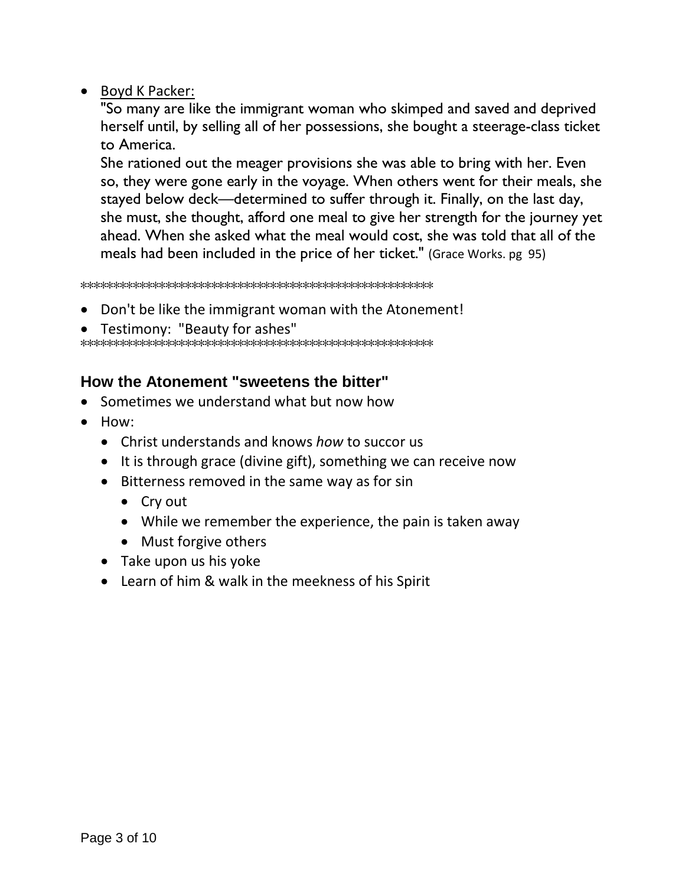- Boyd K Packer:

  "So many are like the immigrant woman who skimped and saved and deprived herself until, by selling all of her possessions, she bought a steerage-class ticket to America.

  She rationed out the meager provisions she was able to bring with her. Even so, they were gone early in the voyage. When others went for their meals, she stayed below deck—determined to suffer through it. Finally, on the last day, she must, she thought, afford one meal to give her strength for the journey yet ahead. When she asked what the meal would cost, she was told that all of the meals had been included in the price of her ticket." (Grace Works. pg 95)

*******************************************************

- Don't be like the immigrant woman with the Atonement!
- Testimony: "Beauty for ashes"

*******************************************************

### How the Atonement "sweetens the bitter"

- Sometimes we understand what but now how
- How:
  - Christ understands and knows *how* to succor us
  - It is through grace (divine gift), something we can receive now
  - Bitterness removed in the same way as for sin
    - Cry out
    - While we remember the experience, the pain is taken away
    - Must forgive others
  - Take upon us his yoke
  - Learn of him & walk in the meekness of his Spirit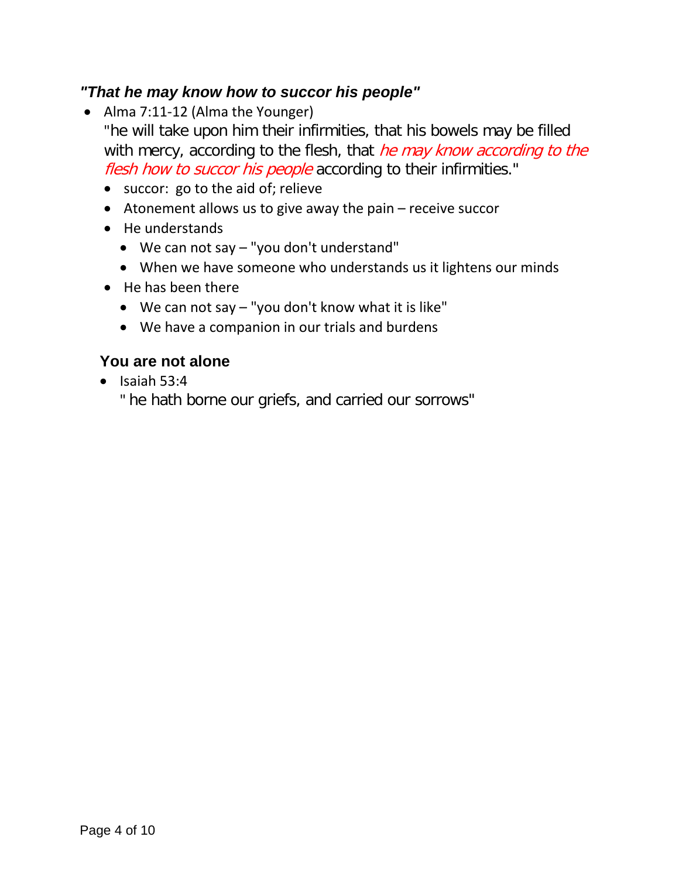### ***"That he may know how to succor his people"***

- Alma 7:11-12 (Alma the Younger)
  "he will take upon him their infirmities, that his bowels may be filled with mercy, according to the flesh, that *he may know according to the flesh how to succor his people* according to their infirmities."
  - succor:  go to the aid of; relieve
  - Atonement allows us to give away the pain – receive succor
  - He understands
    - We can not say – "you don't understand"
    - When we have someone who understands us it lightens our minds
  - He has been there
    - We can not say – "you don't know what it is like"
    - We have a companion in our trials and burdens

#### **You are not alone**

- Isaiah 53:4
  " he hath borne our griefs, and carried our sorrows"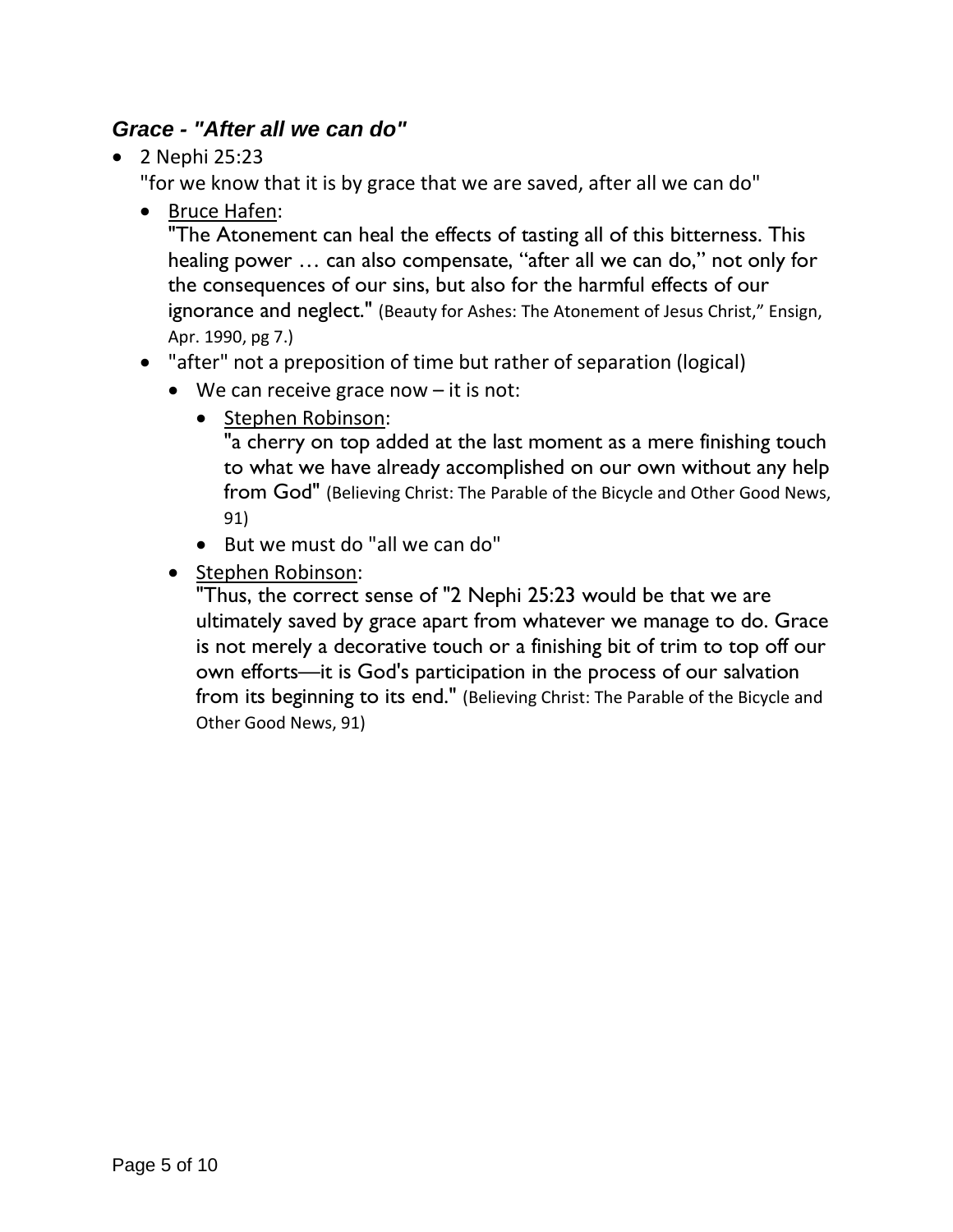### *Grace - "After all we can do"*

- 2 Nephi 25:23
  "for we know that it is by grace that we are saved, after all we can do"
  - Bruce Hafen:
    "The Atonement can heal the effects of tasting all of this bitterness. This healing power … can also compensate, "after all we can do," not only for the consequences of our sins, but also for the harmful effects of our ignorance and neglect." (Beauty for Ashes: The Atonement of Jesus Christ," Ensign, Apr. 1990, pg 7.)
  - "after" not a preposition of time but rather of separation (logical)
    - We can receive grace now – it is not:
      - Stephen Robinson:
        "a cherry on top added at the last moment as a mere finishing touch to what we have already accomplished on our own without any help from God" (Believing Christ: The Parable of the Bicycle and Other Good News, 91)
      - But we must do "all we can do"
    - Stephen Robinson:
      "Thus, the correct sense of "2 Nephi 25:23 would be that we are ultimately saved by grace apart from whatever we manage to do. Grace is not merely a decorative touch or a finishing bit of trim to top off our own efforts—it is God's participation in the process of our salvation from its beginning to its end." (Believing Christ: The Parable of the Bicycle and Other Good News, 91)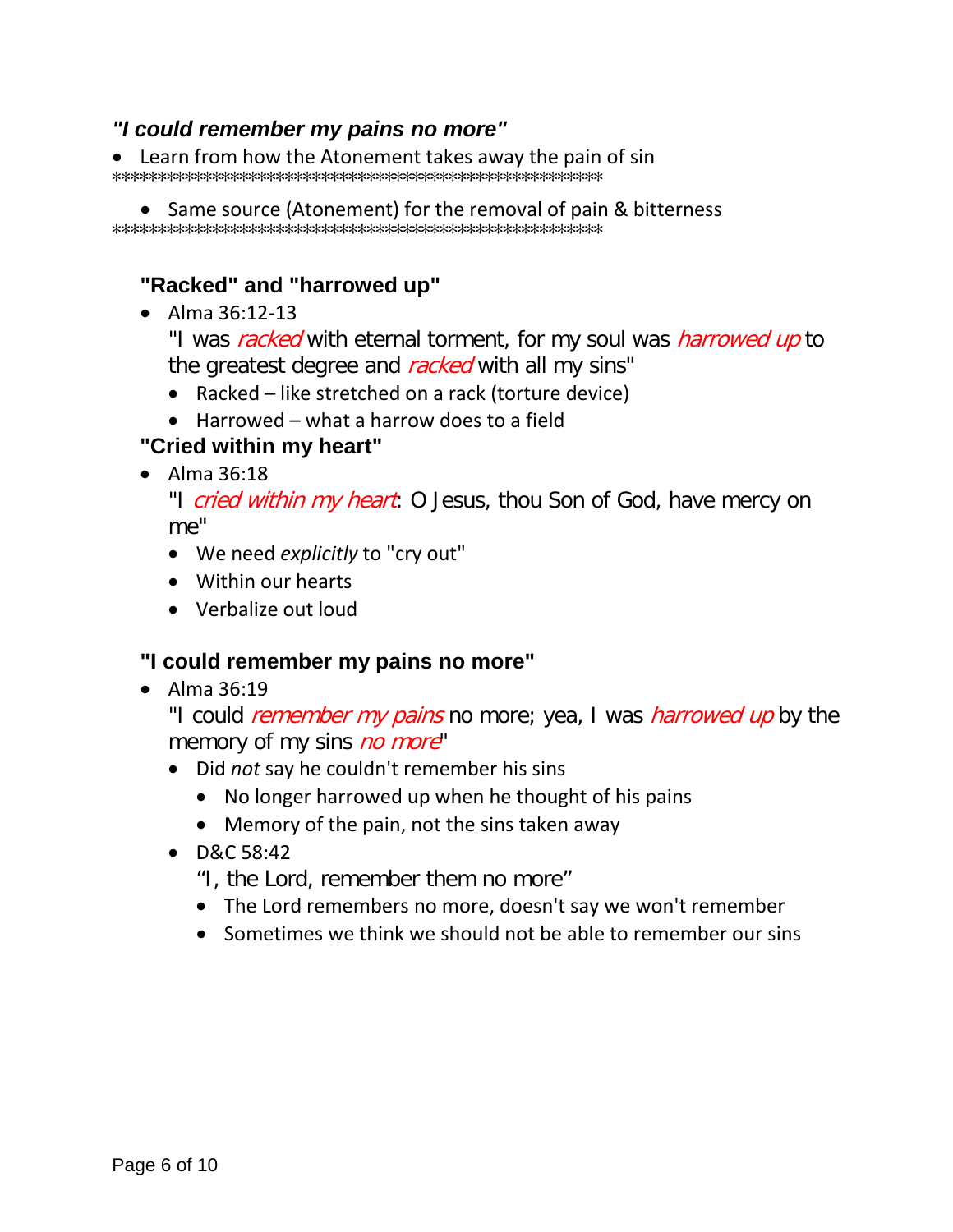## *"I could remember my pains no more"*

- Learn from how the Atonement takes away the pain of sin

\*\*\*\*\*\*\*\*\*\*\*\*\*\*\*\*\*\*\*\*\*\*\*\*\*\*\*\*\*\*\*\*\*\*\*\*\*\*\*\*\*\*\*\*\*\*\*\*\*\*\*\*\*\*\*\*\*\*\*

- Same source (Atonement) for the removal of pain & bitterness

\*\*\*\*\*\*\*\*\*\*\*\*\*\*\*\*\*\*\*\*\*\*\*\*\*\*\*\*\*\*\*\*\*\*\*\*\*\*\*\*\*\*\*\*\*\*\*\*\*\*\*\*\*\*\*\*\*\*\*

### "Racked" and "harrowed up"

- Alma 36:12-13
  "I was *racked* with eternal torment, for my soul was *harrowed up* to the greatest degree and *racked* with all my sins"
  - Racked – like stretched on a rack (torture device)
  - Harrowed – what a harrow does to a field

### "Cried within my heart"

- Alma 36:18
  "I *cried within my heart*: O Jesus, thou Son of God, have mercy on me"
  - We need *explicitly* to "cry out"
  - Within our hearts
  - Verbalize out loud

### "I could remember my pains no more"

- Alma 36:19
  "I could *remember my pains* no more; yea, I was *harrowed up* by the memory of my sins *no more*"
  - Did *not* say he couldn't remember his sins
    - No longer harrowed up when he thought of his pains
    - Memory of the pain, not the sins taken away
  - D&C 58:42
    "I, the Lord, remember them no more"
    - The Lord remembers no more, doesn't say we won't remember
    - Sometimes we think we should not be able to remember our sins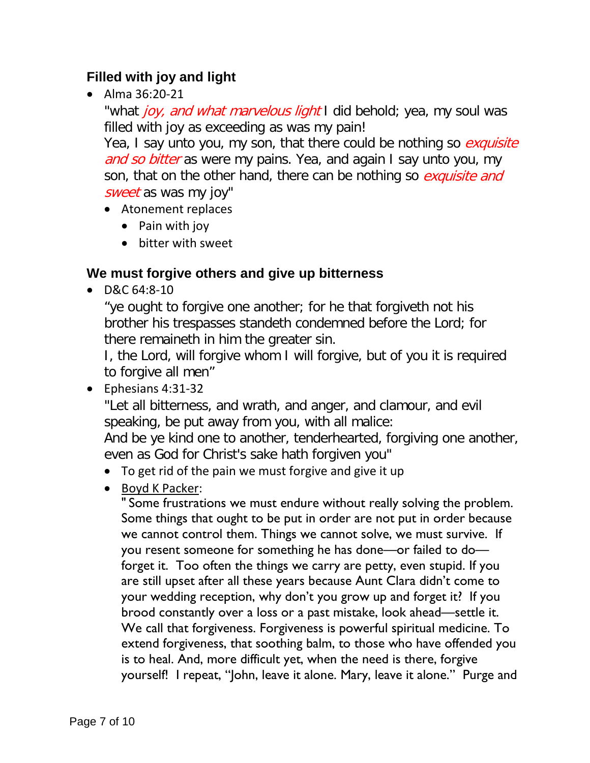### Filled with joy and light

- Alma 36:20-21

  "what *joy, and what marvelous light* I did behold; yea, my soul was filled with joy as exceeding as was my pain!
  Yea, I say unto you, my son, that there could be nothing so *exquisite and so bitter* as were my pains. Yea, and again I say unto you, my son, that on the other hand, there can be nothing so *exquisite and sweet* as was my joy"
  - Atonement replaces
    - Pain with joy
    - bitter with sweet

### We must forgive others and give up bitterness

- D&C 64:8-10

  "ye ought to forgive one another; for he that forgiveth not his brother his trespasses standeth condemned before the Lord; for there remaineth in him the greater sin.
  I, the Lord, will forgive whom I will forgive, but of you it is required to forgive all men"
- Ephesians 4:31-32

  "Let all bitterness, and wrath, and anger, and clamour, and evil speaking, be put away from you, with all malice:
  And be ye kind one to another, tenderhearted, forgiving one another, even as God for Christ's sake hath forgiven you"
  - To get rid of the pain we must forgive and give it up
  - Boyd K Packer:

    " Some frustrations we must endure without really solving the problem. Some things that ought to be put in order are not put in order because we cannot control them. Things we cannot solve, we must survive. If you resent someone for something he has done—or failed to do—forget it. Too often the things we carry are petty, even stupid. If you are still upset after all these years because Aunt Clara didn't come to your wedding reception, why don't you grow up and forget it? If you brood constantly over a loss or a past mistake, look ahead—settle it. We call that forgiveness. Forgiveness is powerful spiritual medicine. To extend forgiveness, that soothing balm, to those who have offended you is to heal. And, more difficult yet, when the need is there, forgive yourself! I repeat, "John, leave it alone. Mary, leave it alone." Purge and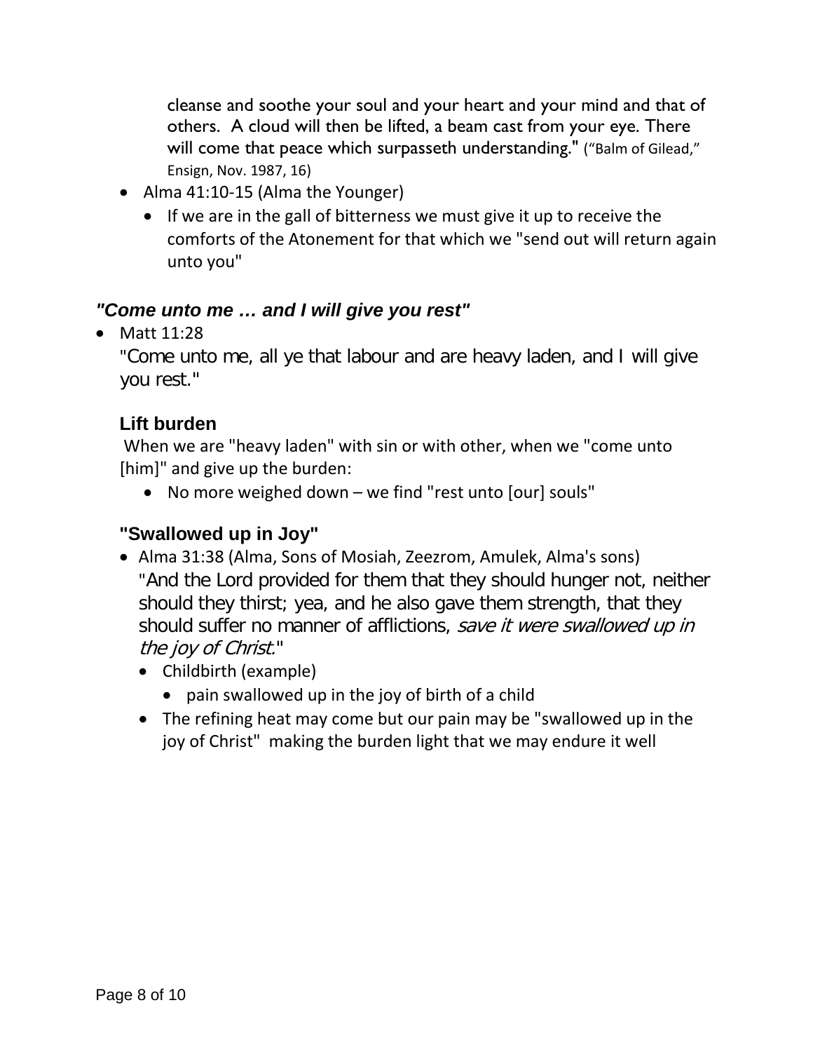cleanse and soothe your soul and your heart and your mind and that of others. A cloud will then be lifted, a beam cast from your eye. There will come that peace which surpasseth understanding." ("Balm of Gilead," Ensign, Nov. 1987, 16)

- Alma 41:10-15 (Alma the Younger)
  - If we are in the gall of bitterness we must give it up to receive the comforts of the Atonement for that which we "send out will return again unto you"

### *"Come unto me … and I will give you rest"*

- Matt 11:28
  "Come unto me, all ye that labour and are heavy laden, and I will give you rest."

#### Lift burden

When we are "heavy laden" with sin or with other, when we "come unto [him]" and give up the burden:

- No more weighed down – we find "rest unto [our] souls"

#### "Swallowed up in Joy"

- Alma 31:38 (Alma, Sons of Mosiah, Zeezrom, Amulek, Alma's sons)
  "And the Lord provided for them that they should hunger not, neither should they thirst; yea, and he also gave them strength, that they should suffer no manner of afflictions, *save it were swallowed up in the joy of Christ.*"
  - Childbirth (example)
    - pain swallowed up in the joy of birth of a child
  - The refining heat may come but our pain may be "swallowed up in the joy of Christ" making the burden light that we may endure it well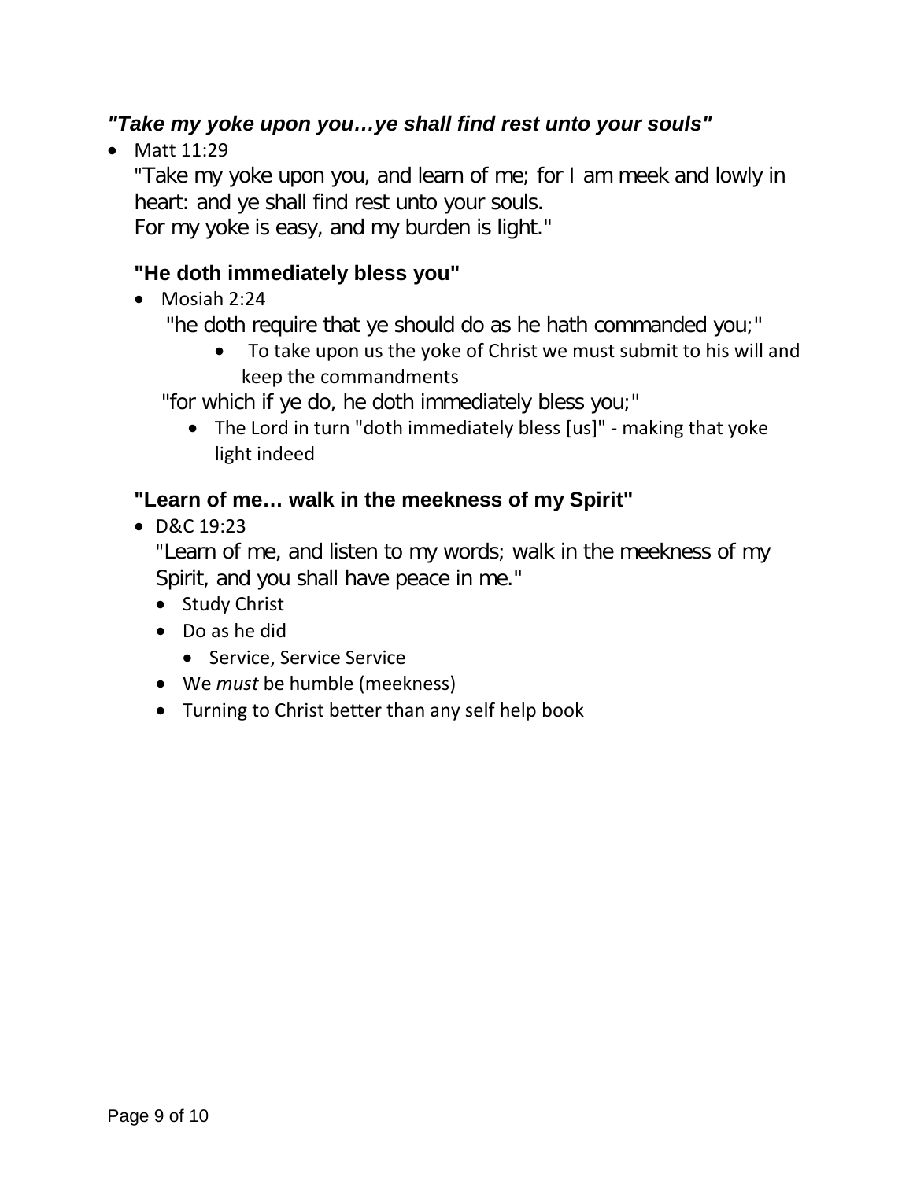### *"Take my yoke upon you…ye shall find rest unto your souls"*

- Matt 11:29

  "Take my yoke upon you, and learn of me; for I am meek and lowly in heart: and ye shall find rest unto your souls.
  For my yoke is easy, and my burden is light."

#### "He doth immediately bless you"

- Mosiah 2:24

  "he doth require that ye should do as he hath commanded you;"

  - To take upon us the yoke of Christ we must submit to his will and keep the commandments

  "for which if ye do, he doth immediately bless you;"

  - The Lord in turn "doth immediately bless [us]" - making that yoke light indeed

#### "Learn of me… walk in the meekness of my Spirit"

- D&C 19:23

  "Learn of me, and listen to my words; walk in the meekness of my Spirit, and you shall have peace in me."

  - Study Christ
  - Do as he did
    - Service, Service Service
  - We *must* be humble (meekness)
  - Turning to Christ better than any self help book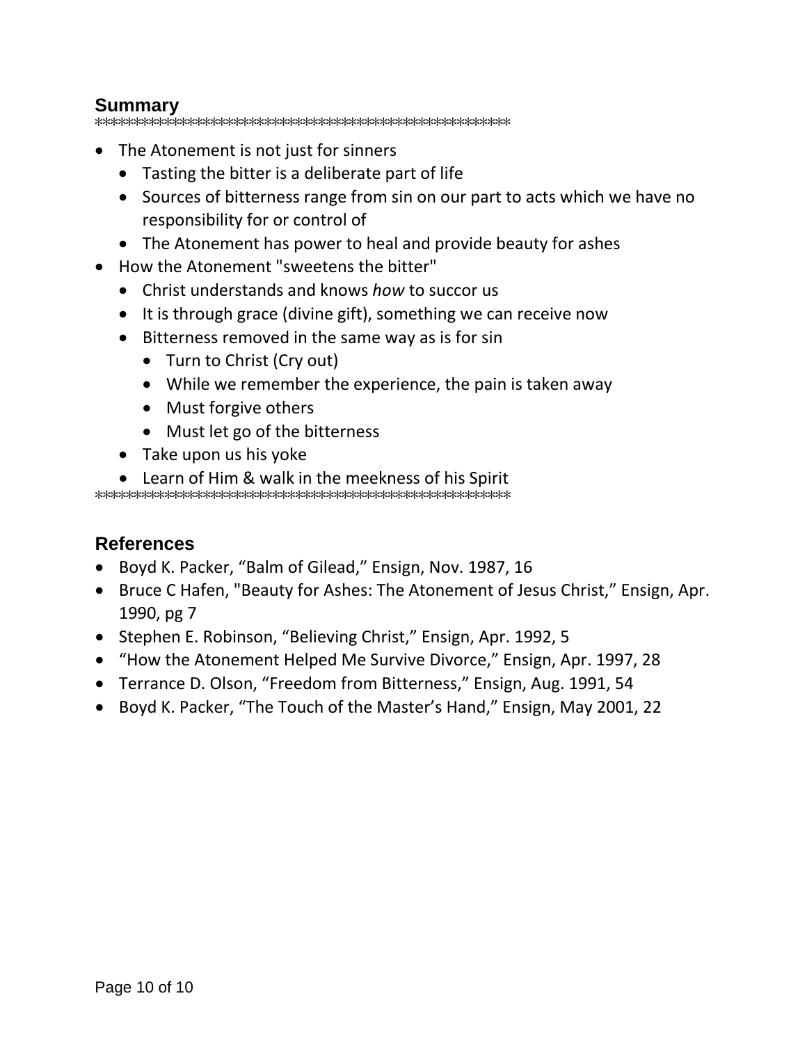## Summary

\*\*\*\*\*\*\*\*\*\*\*\*\*\*\*\*\*\*\*\*\*\*\*\*\*\*\*\*\*\*\*\*\*\*\*\*\*\*\*\*\*\*\*\*\*\*\*\*\*\*\*\*\*\*\*\*

- The Atonement is not just for sinners
  - Tasting the bitter is a deliberate part of life
  - Sources of bitterness range from sin on our part to acts which we have no responsibility for or control of
  - The Atonement has power to heal and provide beauty for ashes
- How the Atonement "sweetens the bitter"
  - Christ understands and knows *how* to succor us
  - It is through grace (divine gift), something we can receive now
  - Bitterness removed in the same way as is for sin
    - Turn to Christ (Cry out)
    - While we remember the experience, the pain is taken away
    - Must forgive others
    - Must let go of the bitterness
  - Take upon us his yoke
  - Learn of Him & walk in the meekness of his Spirit

\*\*\*\*\*\*\*\*\*\*\*\*\*\*\*\*\*\*\*\*\*\*\*\*\*\*\*\*\*\*\*\*\*\*\*\*\*\*\*\*\*\*\*\*\*\*\*\*\*\*\*\*\*\*\*\*

## References

- Boyd K. Packer, "Balm of Gilead," Ensign, Nov. 1987, 16
- Bruce C Hafen, "Beauty for Ashes: The Atonement of Jesus Christ," Ensign, Apr. 1990, pg 7
- Stephen E. Robinson, "Believing Christ," Ensign, Apr. 1992, 5
- "How the Atonement Helped Me Survive Divorce," Ensign, Apr. 1997, 28
- Terrance D. Olson, "Freedom from Bitterness," Ensign, Aug. 1991, 54
- Boyd K. Packer, "The Touch of the Master's Hand," Ensign, May 2001, 22